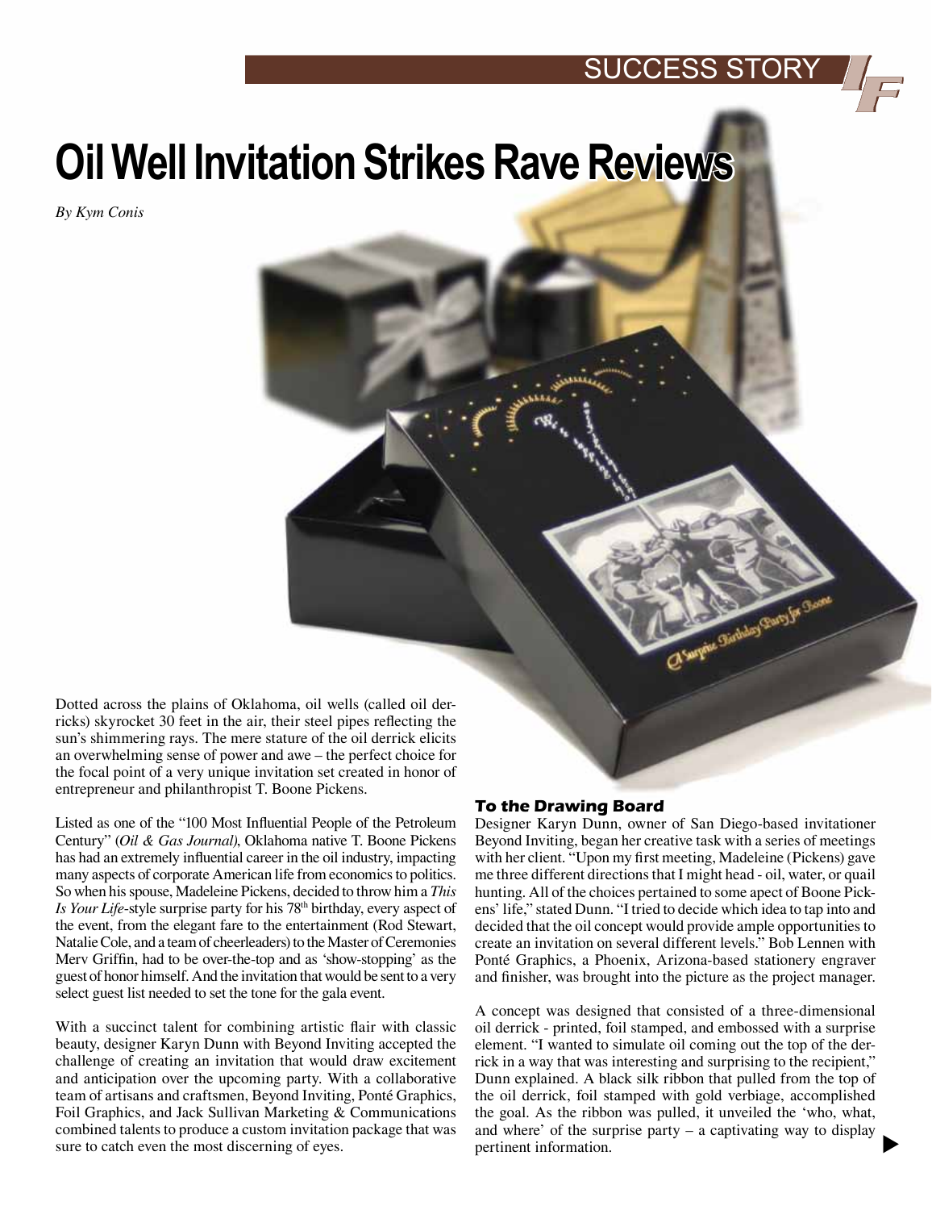# Oil Well Invitation Strikes Rave Reviews

*By Kym Conis*

Dotted across the plains of Oklahoma, oil wells (called oil derricks) skyrocket 30 feet in the air, their steel pipes reflecting the sun's shimmering rays. The mere stature of the oil derrick elicits an overwhelming sense of power and awe – the perfect choice for the focal point of a very unique invitation set created in honor of entrepreneur and philanthropist T. Boone Pickens.

Listed as one of the "100 Most Influential People of the Petroleum Century" (*Oil & Gas Journal)*, Oklahoma native T. Boone Pickens has had an extremely influential career in the oil industry, impacting many aspects of corporate American life from economics to politics. So when his spouse, Madeleine Pickens, decided to throw him a *This Is Your Life*-style surprise party for his 78th birthday, every aspect of the event, from the elegant fare to the entertainment (Rod Stewart, Natalie Cole, and a team of cheerleaders) to the Master of Ceremonies Merv Griffin, had to be over-the-top and as 'show-stopping' as the guest of honor himself. And the invitation that would be sent to a very select guest list needed to set the tone for the gala event.

With a succinct talent for combining artistic flair with classic beauty, designer Karyn Dunn with Beyond Inviting accepted the challenge of creating an invitation that would draw excitement and anticipation over the upcoming party. With a collaborative team of artisans and craftsmen, Beyond Inviting, Ponté Graphics, Foil Graphics, and Jack Sullivan Marketing & Communications combined talents to produce a custom invitation package that was sure to catch even the most discerning of eyes.

### To the Drawing Board

Designer Karyn Dunn, owner of San Diego-based invitationer Beyond Inviting, began her creative task with a series of meetings with her client. "Upon my first meeting, Madeleine (Pickens) gave me three different directions that I might head - oil, water, or quail hunting. All of the choices pertained to some apect of Boone Pickens' life," stated Dunn. "I tried to decide which idea to tap into and decided that the oil concept would provide ample opportunities to create an invitation on several different levels." Bob Lennen with Ponté Graphics, a Phoenix, Arizona-based stationery engraver and finisher, was brought into the picture as the project manager.

A concept was designed that consisted of a three-dimensional oil derrick - printed, foil stamped, and embossed with a surprise element. "I wanted to simulate oil coming out the top of the derrick in a way that was interesting and surprising to the recipient," Dunn explained. A black silk ribbon that pulled from the top of the oil derrick, foil stamped with gold verbiage, accomplished the goal. As the ribbon was pulled, it unveiled the 'who, what, and where' of the surprise party – a captivating way to display pertinent information.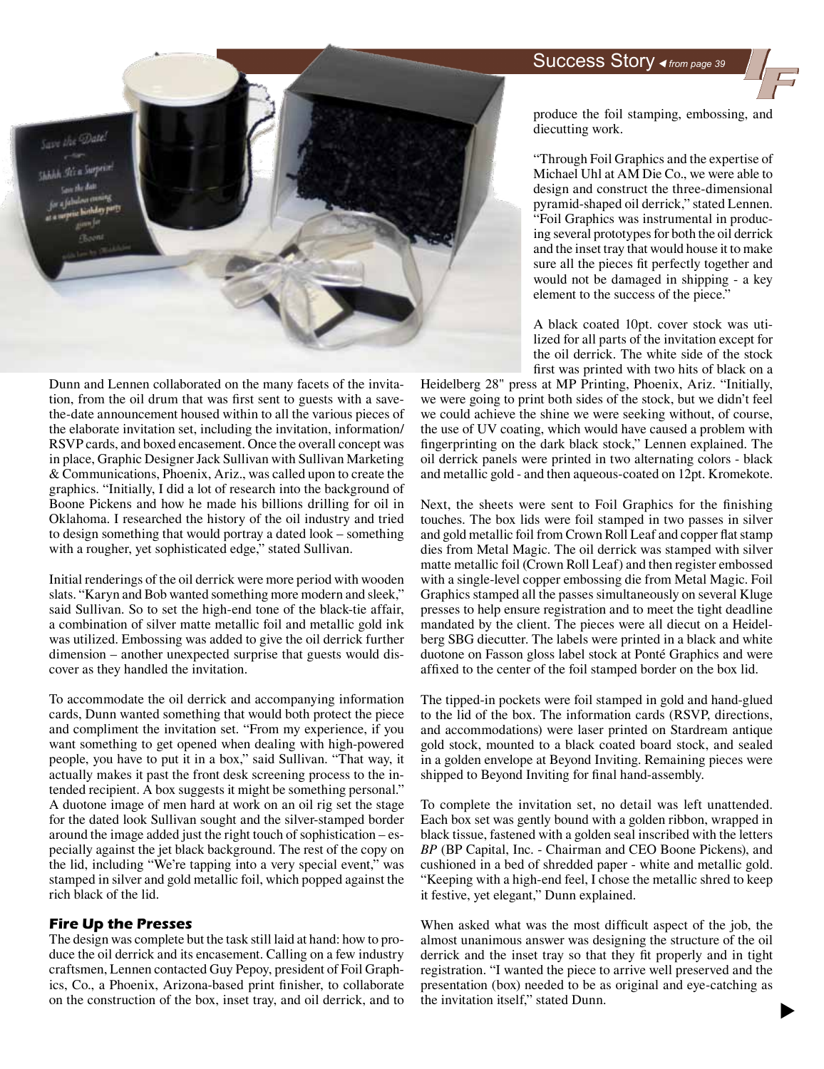produce the foil stamping, embossing, and diecutting work.

"Through Foil Graphics and the expertise of Michael Uhl at AM Die Co., we were able to design and construct the three-dimensional pyramid-shaped oil derrick," stated Lennen. "Foil Graphics was instrumental in producing several prototypes for both the oil derrick and the inset tray that would house it to make sure all the pieces fit perfectly together and would not be damaged in shipping - a key element to the success of the piece."

A black coated 10pt. cover stock was utilized for all parts of the invitation except for the oil derrick. The white side of the stock first was printed with two hits of black on a Heidelberg 28" press at MP Printing, Phoenix, Ariz. "Initially, we were going to print both sides of the stock, but we didn't feel we could achieve the shine we were seeking without, of course, the use of UV coating, which would have caused a problem with fingerprinting on the dark black stock," Lennen explained. The oil derrick panels were printed in two alternating colors - black and metallic gold - and then aqueous-coated on 12pt. Kromekote.

Dunn and Lennen collaborated on the many facets of the invitation, from the oil drum that was first sent to guests with a save-the-date announcement housed within to all the various pieces of the elaborate invitation set, including the invitation, information/RSVP cards, and boxed encasement. Once the overall concept was in place, Graphic Designer Jack Sullivan with Sullivan Marketing & Communications, Phoenix, Ariz., was called upon to create the graphics. "Initially, I did a lot of research into the background of Boone Pickens and how he made his billions drilling for oil in Oklahoma. I researched the history of the oil industry and tried to design something that would portray a dated look – something with a rougher, yet sophisticated edge," stated Sullivan.

Initial renderings of the oil derrick were more period with wooden slats. "Karyn and Bob wanted something more modern and sleek," said Sullivan. So to set the high-end tone of the black-tie affair, a combination of silver matte metallic foil and metallic gold ink was utilized. Embossing was added to give the oil derrick further dimension – another unexpected surprise that guests would discover as they handled the invitation.

To accommodate the oil derrick and accompanying information cards, Dunn wanted something that would both protect the piece and compliment the invitation set. "From my experience, if you want something to get opened when dealing with high-powered people, you have to put it in a box," said Sullivan. "That way, it actually makes it past the front desk screening process to the intended recipient. A box suggests it might be something personal." A duotone image of men hard at work on an oil rig set the stage for the dated look Sullivan sought and the silver-stamped border around the image added just the right touch of sophistication – especially against the jet black background. The rest of the copy on the lid, including "We're tapping into a very special event," was stamped in silver and gold metallic foil, which popped against the rich black of the lid.

## Fire Up the Presses

The design was complete but the task still laid at hand: how to produce the oil derrick and its encasement. Calling on a few industry craftsmen, Lennen contacted Guy Pepoy, president of Foil Graphics, Co., a Phoenix, Arizona-based print finisher, to collaborate on the construction of the box, inset tray, and oil derrick, and to produce the foil stamping, embossing, and diecutting work.

Next, the sheets were sent to Foil Graphics for the finishing touches. The box lids were foil stamped in two passes in silver and gold metallic foil from Crown Roll Leaf and copper flat stamp dies from Metal Magic. The oil derrick was stamped with silver matte metallic foil (Crown Roll Leaf) and then register embossed with a single-level copper embossing die from Metal Magic. Foil Graphics stamped all the passes simultaneously on several Kluge presses to help ensure registration and to meet the tight deadline mandated by the client. The pieces were all diecut on a Heidelberg SBG diecutter. The labels were printed in a black and white duotone on Fasson gloss label stock at Ponté Graphics and were affixed to the center of the foil stamped border on the box lid.

The tipped-in pockets were foil stamped in gold and hand-glued to the lid of the box. The information cards (RSVP, directions, and accommodations) were laser printed on Stardream antique gold stock, mounted to a black coated board stock, and sealed in a golden envelope at Beyond Inviting. Remaining pieces were shipped to Beyond Inviting for final hand-assembly.

To complete the invitation set, no detail was left unattended. Each box set was gently bound with a golden ribbon, wrapped in black tissue, fastened with a golden seal inscribed with the letters *BP* (BP Capital, Inc. - Chairman and CEO Boone Pickens), and cushioned in a bed of shredded paper - white and metallic gold. "Keeping with a high-end feel, I chose the metallic shred to keep it festive, yet elegant," Dunn explained.

When asked what was the most difficult aspect of the job, the almost unanimous answer was designing the structure of the oil derrick and the inset tray so that they fit properly and in tight registration. "I wanted the piece to arrive well preserved and the presentation (box) needed to be as original and eye-catching as the invitation itself," stated Dunn.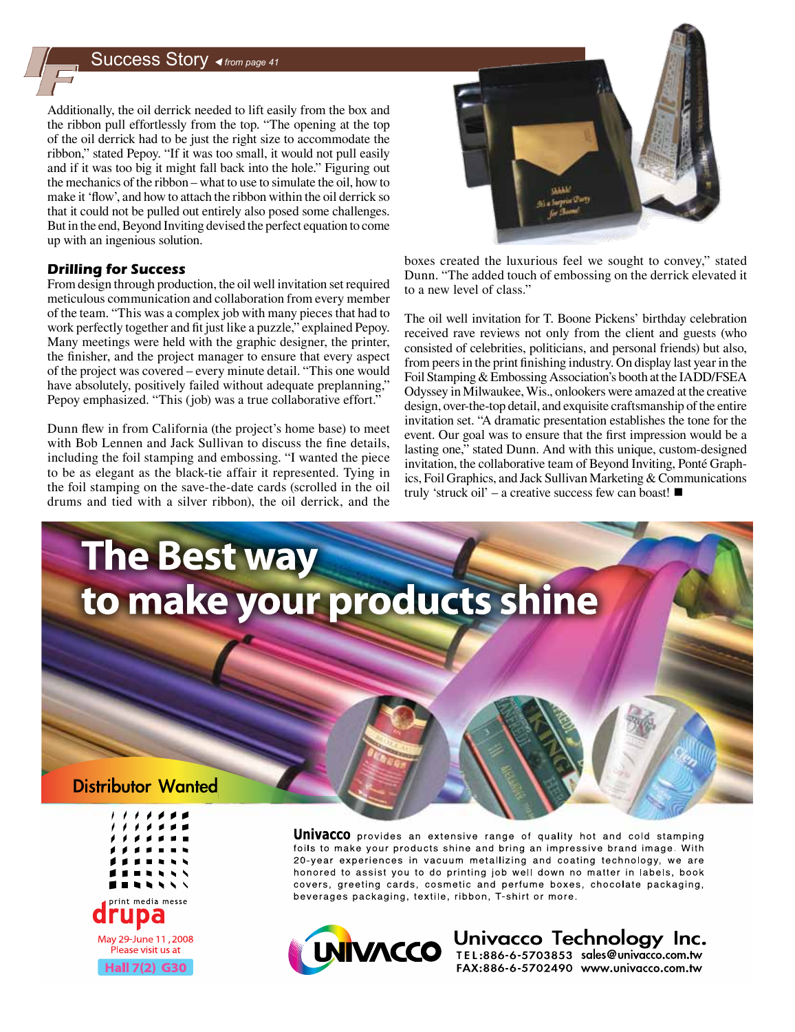## Success Story ◀ from page 41

Additionally, the oil derrick needed to lift easily from the box and the ribbon pull effortlessly from the top. "The opening at the top of the oil derrick had to be just the right size to accommodate the ribbon," stated Pepoy. "If it was too small, it would not pull easily and if it was too big it might fall back into the hole." Figuring out the mechanics of the ribbon – what to use to simulate the oil, how to make it 'flow', and how to attach the ribbon within the oil derrick so that it could not be pulled out entirely also posed some challenges. But in the end, Beyond Inviting devised the perfect equation to come up with an ingenious solution.

### Drilling for Success

From design through production, the oil well invitation set required meticulous communication and collaboration from every member of the team. "This was a complex job with many pieces that had to work perfectly together and fit just like a puzzle," explained Pepoy. Many meetings were held with the graphic designer, the printer, the finisher, and the project manager to ensure that every aspect of the project was covered – every minute detail. "This one would have absolutely, positively failed without adequate preplanning," Pepoy emphasized. "This (job) was a true collaborative effort."

Dunn flew in from California (the project's home base) to meet with Bob Lennen and Jack Sullivan to discuss the fine details, including the foil stamping and embossing. "I wanted the piece to be as elegant as the black-tie affair it represented. Tying in the foil stamping on the save-the-date cards (scrolled in the oil drums and tied with a silver ribbon), the oil derrick, and the boxes created the luxurious feel we sought to convey," stated Dunn. "The added touch of embossing on the derrick elevated it to a new level of class."

The oil well invitation for T. Boone Pickens' birthday celebration received rave reviews not only from the client and guests (who consisted of celebrities, politicians, and personal friends) but also, from peers in the print finishing industry. On display last year in the Foil Stamping & Embossing Association's booth at the IADD/FSEA Odyssey in Milwaukee, Wis., onlookers were amazed at the creative design, over-the-top detail, and exquisite craftsmanship of the entire invitation set. "A dramatic presentation establishes the tone for the event. Our goal was to ensure that the first impression would be a lasting one," stated Dunn. And with this unique, custom-designed invitation, the collaborative team of Beyond Inviting, Ponté Graphics, Foil Graphics, and Jack Sullivan Marketing & Communications truly 'struck oil' – a creative success few can boast! ■

# The Best way to make your products shine

Distributor Wanted

print media messe
**drupa**
May 29-June 11, 2008
Please visit us at
**Hall 7(2) G30**

**Univacco** provides an extensive range of quality hot and cold stamping foils to make your products shine and bring an impressive brand image. With 20-year experiences in vacuum metallizing and coating technology, we are honored to assist you to do printing job well down no matter in labels, book covers, greeting cards, cosmetic and perfume boxes, chocolate packaging, beverages packaging, textile, ribbon, T-shirt or more.

UNIVACCO

**Univacco Technology Inc.**
TEL:886-6-5703853 sales@univacco.com.tw
FAX:886-6-5702490 www.univacco.com.tw